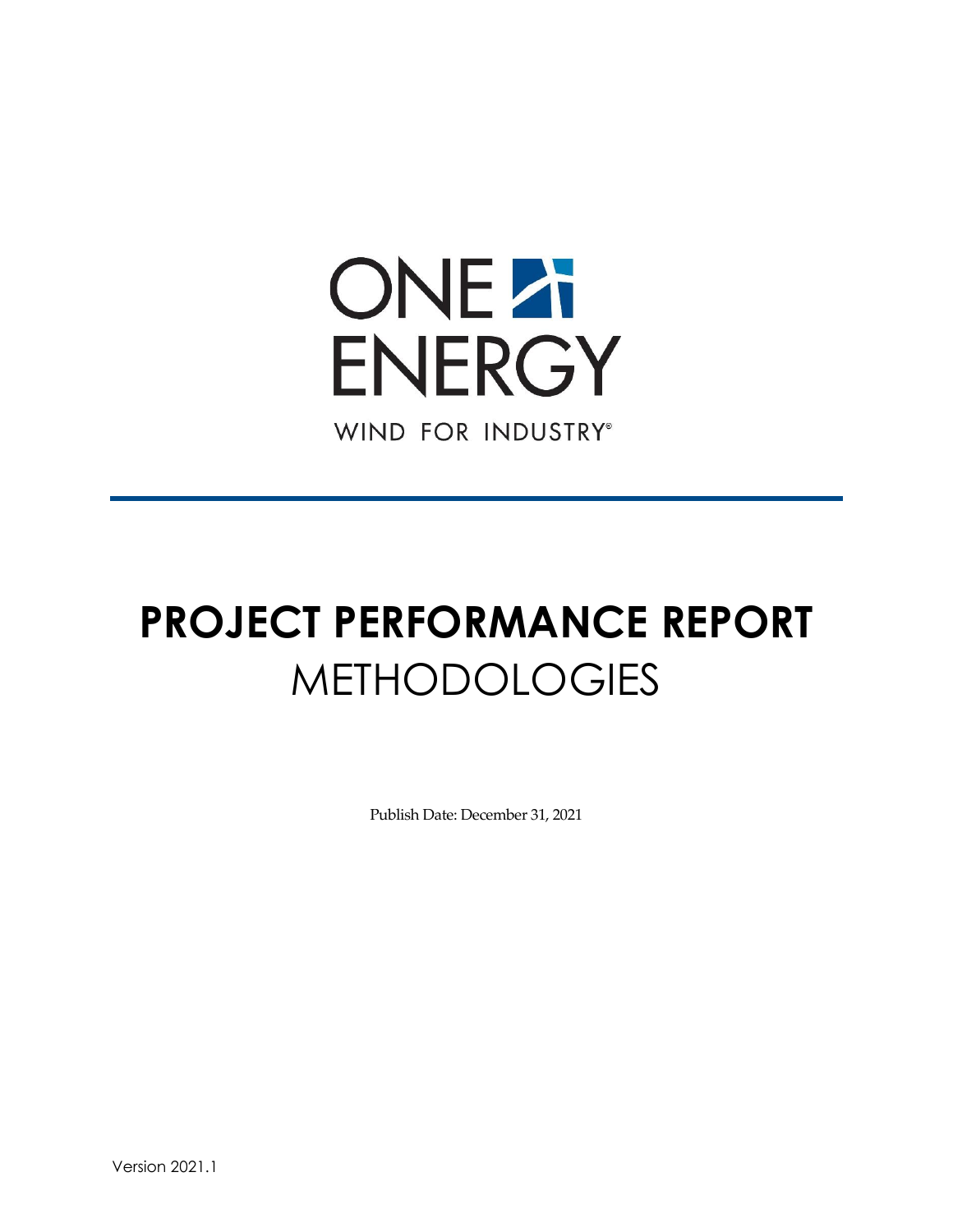ONE ENERGY

WIND FOR INDUSTRY®

# PROJECT PERFORMANCE REPORT

## METHODOLOGIES

Publish Date: December 31, 2021

Version 2021.1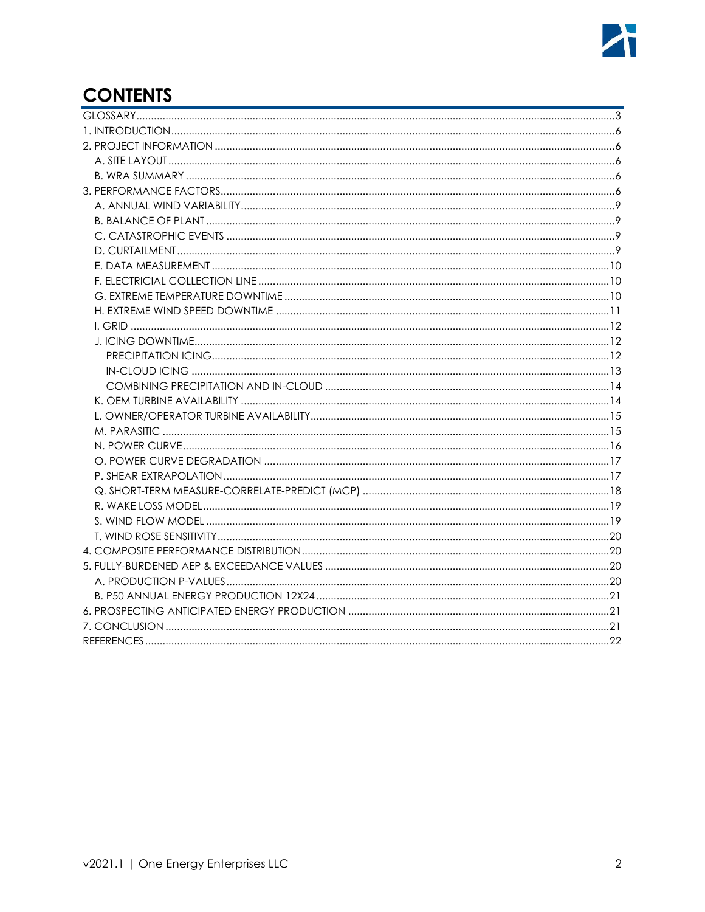# CONTENTS

GLOSSARY ....................................................................................................................................... 3
1. INTRODUCTION ............................................................................................................................. 6
2. PROJECT INFORMATION .............................................................................................................. 6
   A. SITE LAYOUT ............................................................................................................................. 6
   B. WRA SUMMARY ....................................................................................................................... 6
3. PERFORMANCE FACTORS ........................................................................................................... 6
   A. ANNUAL WIND VARIABILITY .................................................................................................... 9
   B. BALANCE OF PLANT ................................................................................................................ 9
   C. CATASTROPHIC EVENTS ......................................................................................................... 9
   D. CURTAILMENT .......................................................................................................................... 9
   E. DATA MEASUREMENT ............................................................................................................ 10
   F. ELECTRICIAL COLLECTION LINE ............................................................................................ 10
   G. EXTREME TEMPERATURE DOWNTIME .................................................................................. 10
   H. EXTREME WIND SPEED DOWNTIME ...................................................................................... 11
   I. GRID .......................................................................................................................................... 12
   J. ICING DOWNTIME ................................................................................................................... 12
      PRECIPITATION ICING ............................................................................................................. 12
      IN-CLOUD ICING .................................................................................................................... 13
      COMBINING PRECIPITATION AND IN-CLOUD ...................................................................... 14
   K. OEM TURBINE AVAILABILITY ................................................................................................. 14
   L. OWNER/OPERATOR TURBINE AVAILABILITY .......................................................................... 15
   M. PARASITIC .............................................................................................................................. 15
   N. POWER CURVE ....................................................................................................................... 16
   O. POWER CURVE DEGRADATION ........................................................................................... 17
   P. SHEAR EXTRAPOLATION ........................................................................................................ 17
   Q. SHORT-TERM MEASURE-CORRELATE-PREDICT (MCP) ......................................................... 18
   R. WAKE LOSS MODEL ................................................................................................................ 19
   S. WIND FLOW MODEL ............................................................................................................... 19
   T. WIND ROSE SENSITIVITY ......................................................................................................... 20
4. COMPOSITE PERFORMANCE DISTRIBUTION ............................................................................. 20
5. FULLY-BURDENED AEP & EXCEEDANCE VALUES ...................................................................... 20
   A. PRODUCTION P-VALUES ....................................................................................................... 20
   B. P50 ANNUAL ENERGY PRODUCTION 12X24 ......................................................................... 21
6. PROSPECTING ANTICIPATED ENERGY PRODUCTION ............................................................... 21
7. CONCLUSION ............................................................................................................................. 21
REFERENCES .................................................................................................................................... 22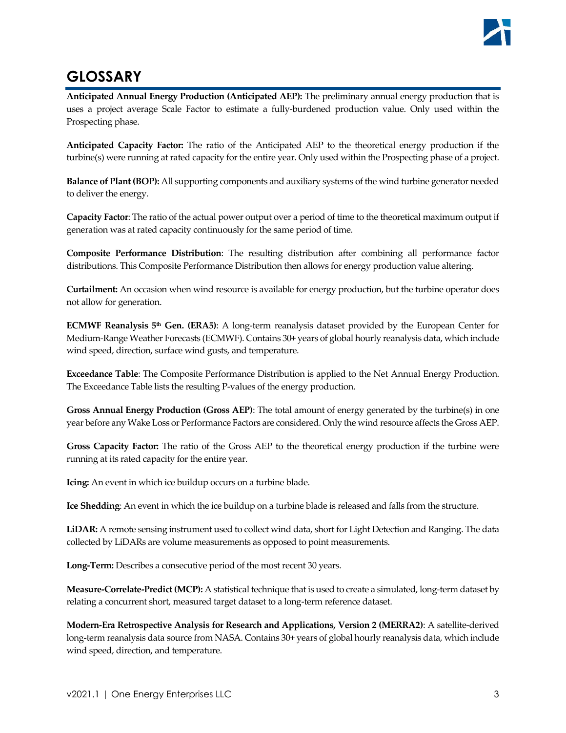# GLOSSARY

**Anticipated Annual Energy Production (Anticipated AEP):** The preliminary annual energy production that is uses a project average Scale Factor to estimate a fully-burdened production value. Only used within the Prospecting phase.

**Anticipated Capacity Factor:** The ratio of the Anticipated AEP to the theoretical energy production if the turbine(s) were running at rated capacity for the entire year. Only used within the Prospecting phase of a project.

**Balance of Plant (BOP):** All supporting components and auxiliary systems of the wind turbine generator needed to deliver the energy.

**Capacity Factor**: The ratio of the actual power output over a period of time to the theoretical maximum output if generation was at rated capacity continuously for the same period of time.

**Composite Performance Distribution**: The resulting distribution after combining all performance factor distributions. This Composite Performance Distribution then allows for energy production value altering.

**Curtailment:** An occasion when wind resource is available for energy production, but the turbine operator does not allow for generation.

**ECMWF Reanalysis 5th Gen. (ERA5)**: A long-term reanalysis dataset provided by the European Center for Medium-Range Weather Forecasts (ECMWF). Contains 30+ years of global hourly reanalysis data, which include wind speed, direction, surface wind gusts, and temperature.

**Exceedance Table**: The Composite Performance Distribution is applied to the Net Annual Energy Production. The Exceedance Table lists the resulting P-values of the energy production.

**Gross Annual Energy Production (Gross AEP)**: The total amount of energy generated by the turbine(s) in one year before any Wake Loss or Performance Factors are considered. Only the wind resource affects the Gross AEP.

**Gross Capacity Factor:** The ratio of the Gross AEP to the theoretical energy production if the turbine were running at its rated capacity for the entire year.

**Icing:** An event in which ice buildup occurs on a turbine blade.

**Ice Shedding**: An event in which the ice buildup on a turbine blade is released and falls from the structure.

**LiDAR:** A remote sensing instrument used to collect wind data, short for Light Detection and Ranging. The data collected by LiDARs are volume measurements as opposed to point measurements.

**Long-Term:** Describes a consecutive period of the most recent 30 years.

**Measure-Correlate-Predict (MCP):** A statistical technique that is used to create a simulated, long-term dataset by relating a concurrent short, measured target dataset to a long-term reference dataset.

**Modern-Era Retrospective Analysis for Research and Applications, Version 2 (MERRA2)**: A satellite-derived long-term reanalysis data source from NASA. Contains 30+ years of global hourly reanalysis data, which include wind speed, direction, and temperature.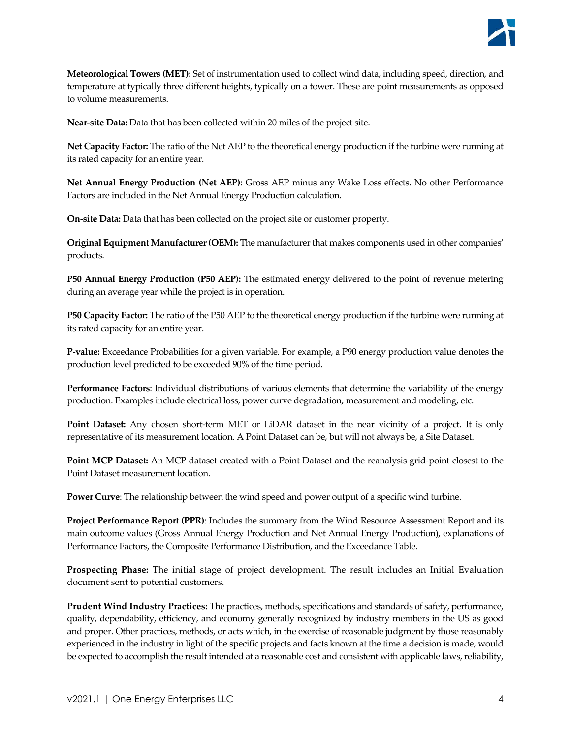**Meteorological Towers (MET):** Set of instrumentation used to collect wind data, including speed, direction, and temperature at typically three different heights, typically on a tower. These are point measurements as opposed to volume measurements.

**Near-site Data:** Data that has been collected within 20 miles of the project site.

**Net Capacity Factor:** The ratio of the Net AEP to the theoretical energy production if the turbine were running at its rated capacity for an entire year.

**Net Annual Energy Production (Net AEP)**: Gross AEP minus any Wake Loss effects. No other Performance Factors are included in the Net Annual Energy Production calculation.

**On-site Data:** Data that has been collected on the project site or customer property.

**Original Equipment Manufacturer (OEM):** The manufacturer that makes components used in other companies' products.

**P50 Annual Energy Production (P50 AEP):** The estimated energy delivered to the point of revenue metering during an average year while the project is in operation.

**P50 Capacity Factor:** The ratio of the P50 AEP to the theoretical energy production if the turbine were running at its rated capacity for an entire year.

**P-value:** Exceedance Probabilities for a given variable. For example, a P90 energy production value denotes the production level predicted to be exceeded 90% of the time period.

**Performance Factors**: Individual distributions of various elements that determine the variability of the energy production. Examples include electrical loss, power curve degradation, measurement and modeling, etc.

**Point Dataset:** Any chosen short-term MET or LiDAR dataset in the near vicinity of a project. It is only representative of its measurement location. A Point Dataset can be, but will not always be, a Site Dataset.

**Point MCP Dataset:** An MCP dataset created with a Point Dataset and the reanalysis grid-point closest to the Point Dataset measurement location.

**Power Curve**: The relationship between the wind speed and power output of a specific wind turbine.

**Project Performance Report (PPR)**: Includes the summary from the Wind Resource Assessment Report and its main outcome values (Gross Annual Energy Production and Net Annual Energy Production), explanations of Performance Factors, the Composite Performance Distribution, and the Exceedance Table.

**Prospecting Phase:** The initial stage of project development. The result includes an Initial Evaluation document sent to potential customers.

**Prudent Wind Industry Practices:** The practices, methods, specifications and standards of safety, performance, quality, dependability, efficiency, and economy generally recognized by industry members in the US as good and proper. Other practices, methods, or acts which, in the exercise of reasonable judgment by those reasonably experienced in the industry in light of the specific projects and facts known at the time a decision is made, would be expected to accomplish the result intended at a reasonable cost and consistent with applicable laws, reliability,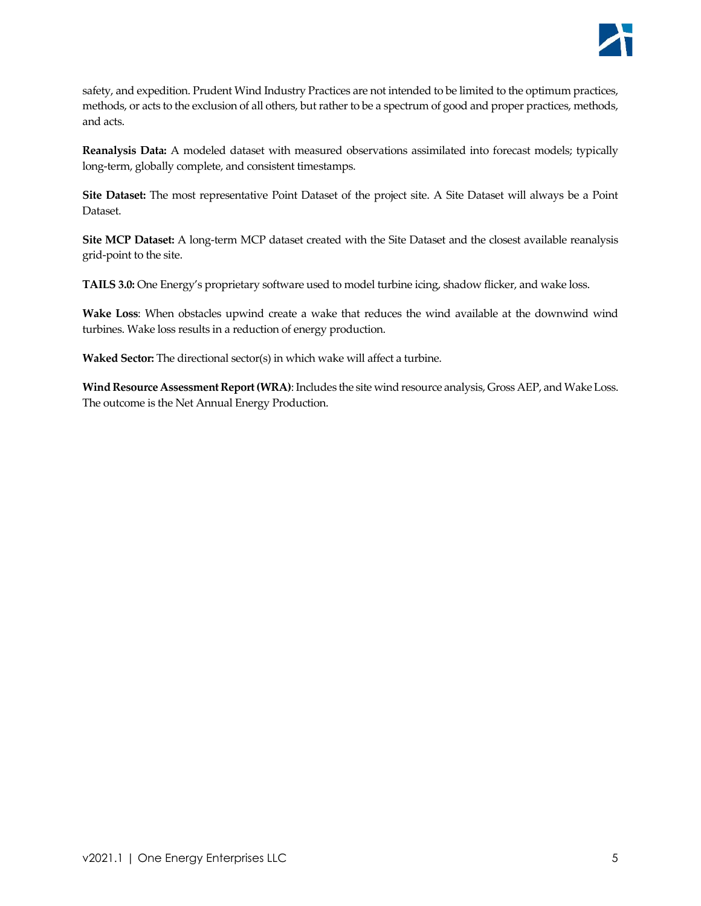safety, and expedition. Prudent Wind Industry Practices are not intended to be limited to the optimum practices, methods, or acts to the exclusion of all others, but rather to be a spectrum of good and proper practices, methods, and acts.

**Reanalysis Data:** A modeled dataset with measured observations assimilated into forecast models; typically long-term, globally complete, and consistent timestamps.

**Site Dataset:** The most representative Point Dataset of the project site. A Site Dataset will always be a Point Dataset.

**Site MCP Dataset:** A long-term MCP dataset created with the Site Dataset and the closest available reanalysis grid-point to the site.

**TAILS 3.0:** One Energy's proprietary software used to model turbine icing, shadow flicker, and wake loss.

**Wake Loss**: When obstacles upwind create a wake that reduces the wind available at the downwind wind turbines. Wake loss results in a reduction of energy production.

**Waked Sector:** The directional sector(s) in which wake will affect a turbine.

**Wind Resource Assessment Report (WRA)**: Includes the site wind resource analysis, Gross AEP, and Wake Loss. The outcome is the Net Annual Energy Production.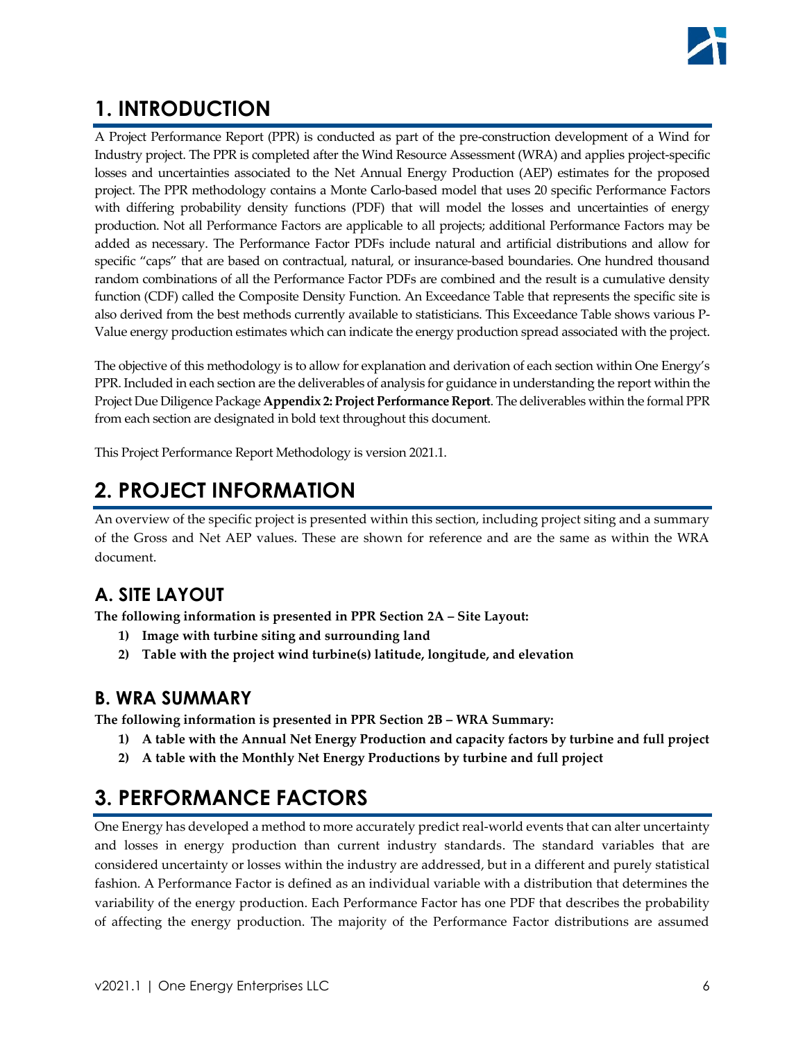# 1. INTRODUCTION

A Project Performance Report (PPR) is conducted as part of the pre-construction development of a Wind for Industry project. The PPR is completed after the Wind Resource Assessment (WRA) and applies project-specific losses and uncertainties associated to the Net Annual Energy Production (AEP) estimates for the proposed project. The PPR methodology contains a Monte Carlo-based model that uses 20 specific Performance Factors with differing probability density functions (PDF) that will model the losses and uncertainties of energy production. Not all Performance Factors are applicable to all projects; additional Performance Factors may be added as necessary. The Performance Factor PDFs include natural and artificial distributions and allow for specific "caps" that are based on contractual, natural, or insurance-based boundaries. One hundred thousand random combinations of all the Performance Factor PDFs are combined and the result is a cumulative density function (CDF) called the Composite Density Function. An Exceedance Table that represents the specific site is also derived from the best methods currently available to statisticians. This Exceedance Table shows various P-Value energy production estimates which can indicate the energy production spread associated with the project.

The objective of this methodology is to allow for explanation and derivation of each section within One Energy's PPR. Included in each section are the deliverables of analysis for guidance in understanding the report within the Project Due Diligence Package **Appendix 2: Project Performance Report**. The deliverables within the formal PPR from each section are designated in bold text throughout this document.

This Project Performance Report Methodology is version 2021.1.

# 2. PROJECT INFORMATION

An overview of the specific project is presented within this section, including project siting and a summary of the Gross and Net AEP values. These are shown for reference and are the same as within the WRA document.

## A. SITE LAYOUT

**The following information is presented in PPR Section 2A – Site Layout:**

1) **Image with turbine siting and surrounding land**
2) **Table with the project wind turbine(s) latitude, longitude, and elevation**

## B. WRA SUMMARY

**The following information is presented in PPR Section 2B – WRA Summary:**

1) **A table with the Annual Net Energy Production and capacity factors by turbine and full project**
2) **A table with the Monthly Net Energy Productions by turbine and full project**

# 3. PERFORMANCE FACTORS

One Energy has developed a method to more accurately predict real-world events that can alter uncertainty and losses in energy production than current industry standards. The standard variables that are considered uncertainty or losses within the industry are addressed, but in a different and purely statistical fashion. A Performance Factor is defined as an individual variable with a distribution that determines the variability of the energy production. Each Performance Factor has one PDF that describes the probability of affecting the energy production. The majority of the Performance Factor distributions are assumed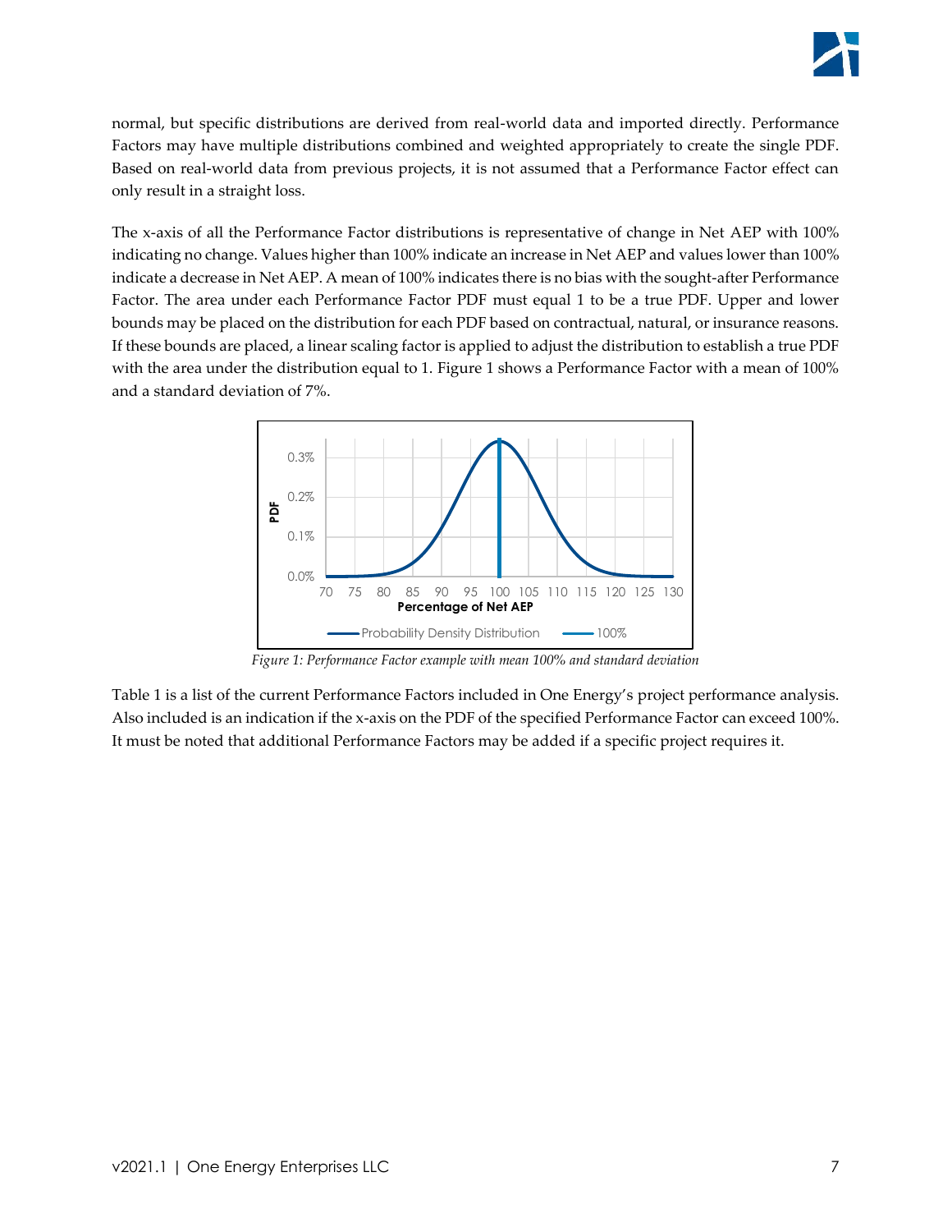normal, but specific distributions are derived from real-world data and imported directly. Performance Factors may have multiple distributions combined and weighted appropriately to create the single PDF. Based on real-world data from previous projects, it is not assumed that a Performance Factor effect can only result in a straight loss.

The x-axis of all the Performance Factor distributions is representative of change in Net AEP with 100% indicating no change. Values higher than 100% indicate an increase in Net AEP and values lower than 100% indicate a decrease in Net AEP. A mean of 100% indicates there is no bias with the sought-after Performance Factor. The area under each Performance Factor PDF must equal 1 to be a true PDF. Upper and lower bounds may be placed on the distribution for each PDF based on contractual, natural, or insurance reasons. If these bounds are placed, a linear scaling factor is applied to adjust the distribution to establish a true PDF with the area under the distribution equal to 1. Figure 1 shows a Performance Factor with a mean of 100% and a standard deviation of 7%.

*Figure 1: Performance Factor example with mean 100% and standard deviation*

Table 1 is a list of the current Performance Factors included in One Energy's project performance analysis. Also included is an indication if the x-axis on the PDF of the specified Performance Factor can exceed 100%. It must be noted that additional Performance Factors may be added if a specific project requires it.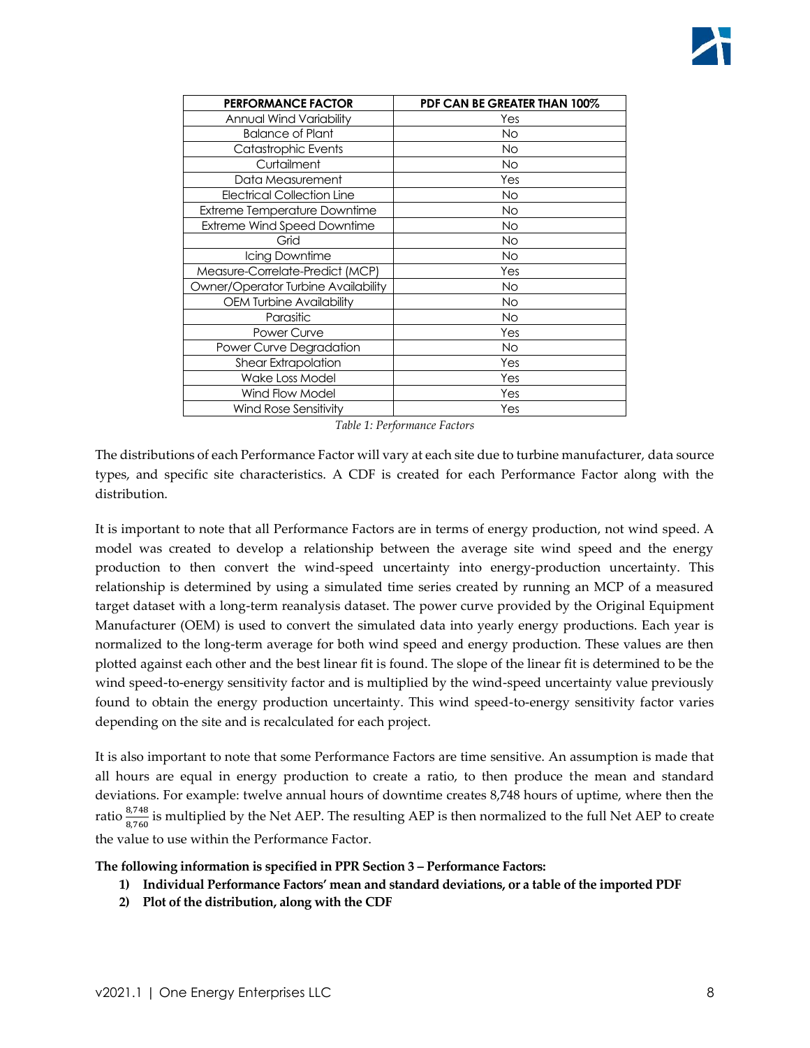| PERFORMANCE FACTOR | PDF CAN BE GREATER THAN 100% |
|---|---|
| Annual Wind Variability | Yes |
| Balance of Plant | No |
| Catastrophic Events | No |
| Curtailment | No |
| Data Measurement | Yes |
| Electrical Collection Line | No |
| Extreme Temperature Downtime | No |
| Extreme Wind Speed Downtime | No |
| Grid | No |
| Icing Downtime | No |
| Measure-Correlate-Predict (MCP) | Yes |
| Owner/Operator Turbine Availability | No |
| OEM Turbine Availability | No |
| Parasitic | No |
| Power Curve | Yes |
| Power Curve Degradation | No |
| Shear Extrapolation | Yes |
| Wake Loss Model | Yes |
| Wind Flow Model | Yes |
| Wind Rose Sensitivity | Yes |

*Table 1: Performance Factors*

The distributions of each Performance Factor will vary at each site due to turbine manufacturer, data source types, and specific site characteristics. A CDF is created for each Performance Factor along with the distribution.

It is important to note that all Performance Factors are in terms of energy production, not wind speed. A model was created to develop a relationship between the average site wind speed and the energy production to then convert the wind-speed uncertainty into energy-production uncertainty. This relationship is determined by using a simulated time series created by running an MCP of a measured target dataset with a long-term reanalysis dataset. The power curve provided by the Original Equipment Manufacturer (OEM) is used to convert the simulated data into yearly energy productions. Each year is normalized to the long-term average for both wind speed and energy production. These values are then plotted against each other and the best linear fit is found. The slope of the linear fit is determined to be the wind speed-to-energy sensitivity factor and is multiplied by the wind-speed uncertainty value previously found to obtain the energy production uncertainty. This wind speed-to-energy sensitivity factor varies depending on the site and is recalculated for each project.

It is also important to note that some Performance Factors are time sensitive. An assumption is made that all hours are equal in energy production to create a ratio, to then produce the mean and standard deviations. For example: twelve annual hours of downtime creates 8,748 hours of uptime, where then the ratio $\frac{8,748}{8,760}$ is multiplied by the Net AEP. The resulting AEP is then normalized to the full Net AEP to create the value to use within the Performance Factor.

**The following information is specified in PPR Section 3 – Performance Factors:**

1) **Individual Performance Factors' mean and standard deviations, or a table of the imported PDF**
2) **Plot of the distribution, along with the CDF**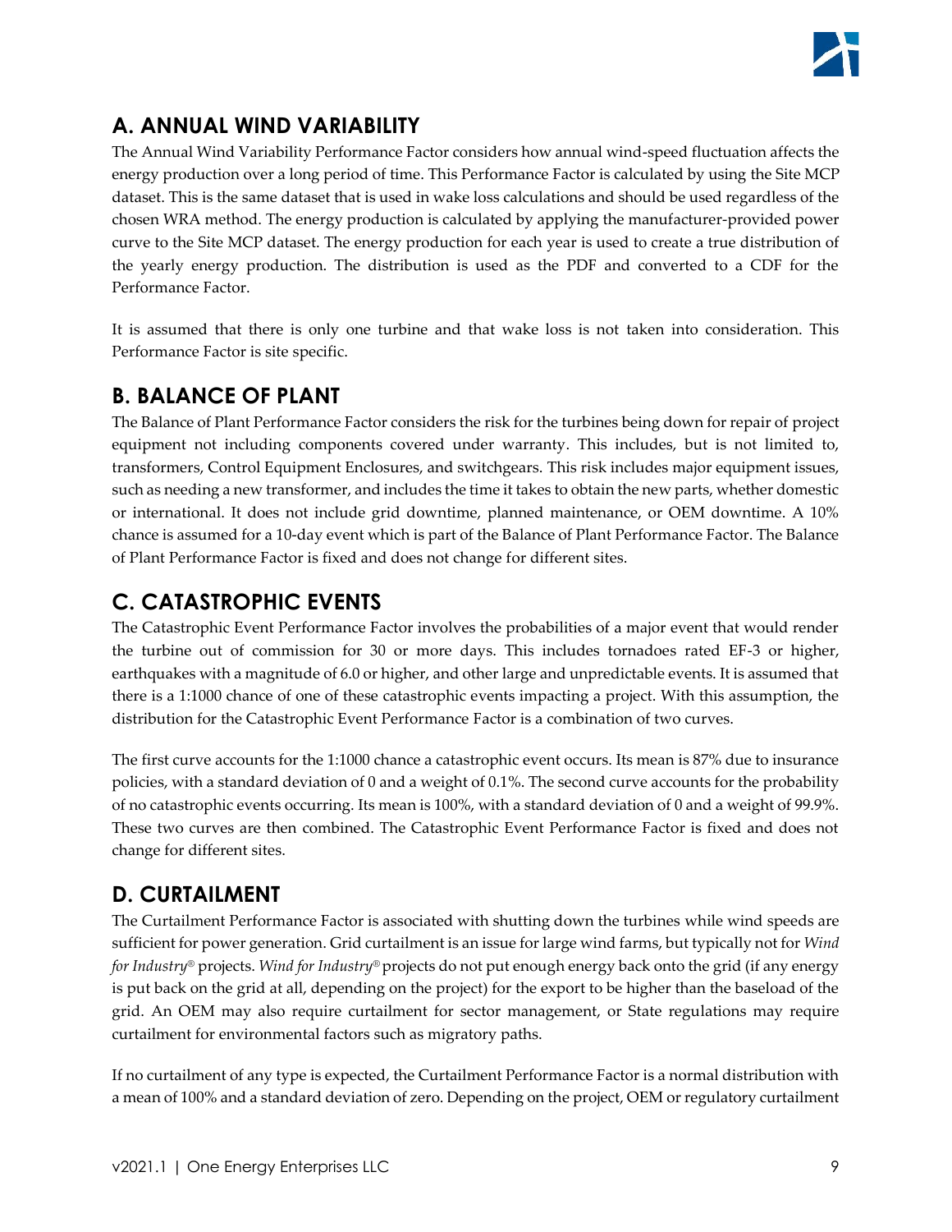## A. ANNUAL WIND VARIABILITY

The Annual Wind Variability Performance Factor considers how annual wind-speed fluctuation affects the energy production over a long period of time. This Performance Factor is calculated by using the Site MCP dataset. This is the same dataset that is used in wake loss calculations and should be used regardless of the chosen WRA method. The energy production is calculated by applying the manufacturer-provided power curve to the Site MCP dataset. The energy production for each year is used to create a true distribution of the yearly energy production. The distribution is used as the PDF and converted to a CDF for the Performance Factor.

It is assumed that there is only one turbine and that wake loss is not taken into consideration. This Performance Factor is site specific.

## B. BALANCE OF PLANT

The Balance of Plant Performance Factor considers the risk for the turbines being down for repair of project equipment not including components covered under warranty. This includes, but is not limited to, transformers, Control Equipment Enclosures, and switchgears. This risk includes major equipment issues, such as needing a new transformer, and includes the time it takes to obtain the new parts, whether domestic or international. It does not include grid downtime, planned maintenance, or OEM downtime. A 10% chance is assumed for a 10-day event which is part of the Balance of Plant Performance Factor. The Balance of Plant Performance Factor is fixed and does not change for different sites.

## C. CATASTROPHIC EVENTS

The Catastrophic Event Performance Factor involves the probabilities of a major event that would render the turbine out of commission for 30 or more days. This includes tornadoes rated EF-3 or higher, earthquakes with a magnitude of 6.0 or higher, and other large and unpredictable events. It is assumed that there is a 1:1000 chance of one of these catastrophic events impacting a project. With this assumption, the distribution for the Catastrophic Event Performance Factor is a combination of two curves.

The first curve accounts for the 1:1000 chance a catastrophic event occurs. Its mean is 87% due to insurance policies, with a standard deviation of 0 and a weight of 0.1%. The second curve accounts for the probability of no catastrophic events occurring. Its mean is 100%, with a standard deviation of 0 and a weight of 99.9%. These two curves are then combined. The Catastrophic Event Performance Factor is fixed and does not change for different sites.

## D. CURTAILMENT

The Curtailment Performance Factor is associated with shutting down the turbines while wind speeds are sufficient for power generation. Grid curtailment is an issue for large wind farms, but typically not for *Wind for Industry*® projects. *Wind for Industry*® projects do not put enough energy back onto the grid (if any energy is put back on the grid at all, depending on the project) for the export to be higher than the baseload of the grid. An OEM may also require curtailment for sector management, or State regulations may require curtailment for environmental factors such as migratory paths.

If no curtailment of any type is expected, the Curtailment Performance Factor is a normal distribution with a mean of 100% and a standard deviation of zero. Depending on the project, OEM or regulatory curtailment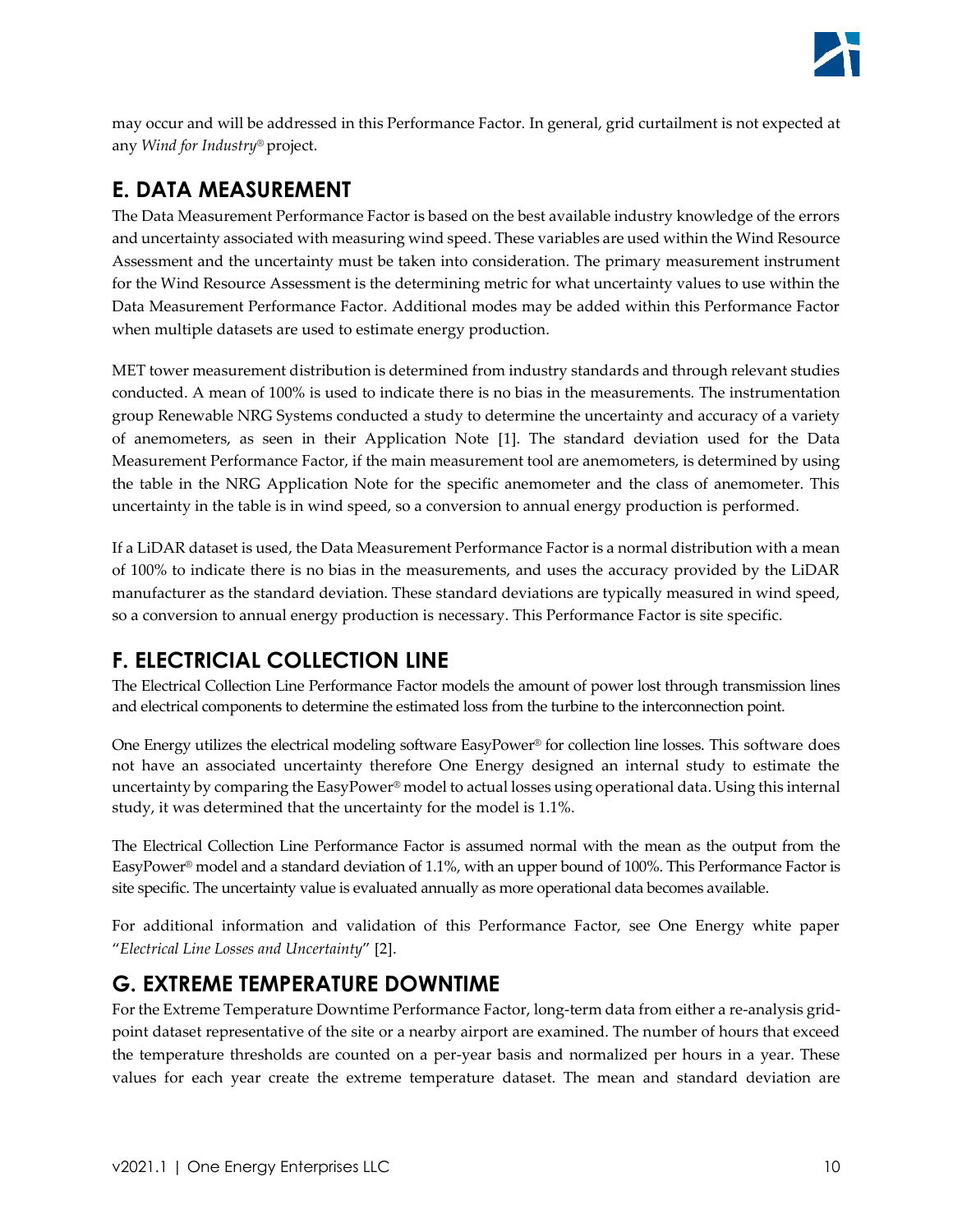may occur and will be addressed in this Performance Factor. In general, grid curtailment is not expected at any *Wind for Industry®* project.

## E. DATA MEASUREMENT

The Data Measurement Performance Factor is based on the best available industry knowledge of the errors and uncertainty associated with measuring wind speed. These variables are used within the Wind Resource Assessment and the uncertainty must be taken into consideration. The primary measurement instrument for the Wind Resource Assessment is the determining metric for what uncertainty values to use within the Data Measurement Performance Factor. Additional modes may be added within this Performance Factor when multiple datasets are used to estimate energy production.

MET tower measurement distribution is determined from industry standards and through relevant studies conducted. A mean of 100% is used to indicate there is no bias in the measurements. The instrumentation group Renewable NRG Systems conducted a study to determine the uncertainty and accuracy of a variety of anemometers, as seen in their Application Note [1]. The standard deviation used for the Data Measurement Performance Factor, if the main measurement tool are anemometers, is determined by using the table in the NRG Application Note for the specific anemometer and the class of anemometer. This uncertainty in the table is in wind speed, so a conversion to annual energy production is performed.

If a LiDAR dataset is used, the Data Measurement Performance Factor is a normal distribution with a mean of 100% to indicate there is no bias in the measurements, and uses the accuracy provided by the LiDAR manufacturer as the standard deviation. These standard deviations are typically measured in wind speed, so a conversion to annual energy production is necessary. This Performance Factor is site specific.

## F. ELECTRICIAL COLLECTION LINE

The Electrical Collection Line Performance Factor models the amount of power lost through transmission lines and electrical components to determine the estimated loss from the turbine to the interconnection point.

One Energy utilizes the electrical modeling software EasyPower® for collection line losses. This software does not have an associated uncertainty therefore One Energy designed an internal study to estimate the uncertainty by comparing the EasyPower® model to actual losses using operational data. Using this internal study, it was determined that the uncertainty for the model is 1.1%.

The Electrical Collection Line Performance Factor is assumed normal with the mean as the output from the EasyPower® model and a standard deviation of 1.1%, with an upper bound of 100%. This Performance Factor is site specific. The uncertainty value is evaluated annually as more operational data becomes available.

For additional information and validation of this Performance Factor, see One Energy white paper "*Electrical Line Losses and Uncertainty*" [2].

## G. EXTREME TEMPERATURE DOWNTIME

For the Extreme Temperature Downtime Performance Factor, long-term data from either a re-analysis grid-point dataset representative of the site or a nearby airport are examined. The number of hours that exceed the temperature thresholds are counted on a per-year basis and normalized per hours in a year. These values for each year create the extreme temperature dataset. The mean and standard deviation are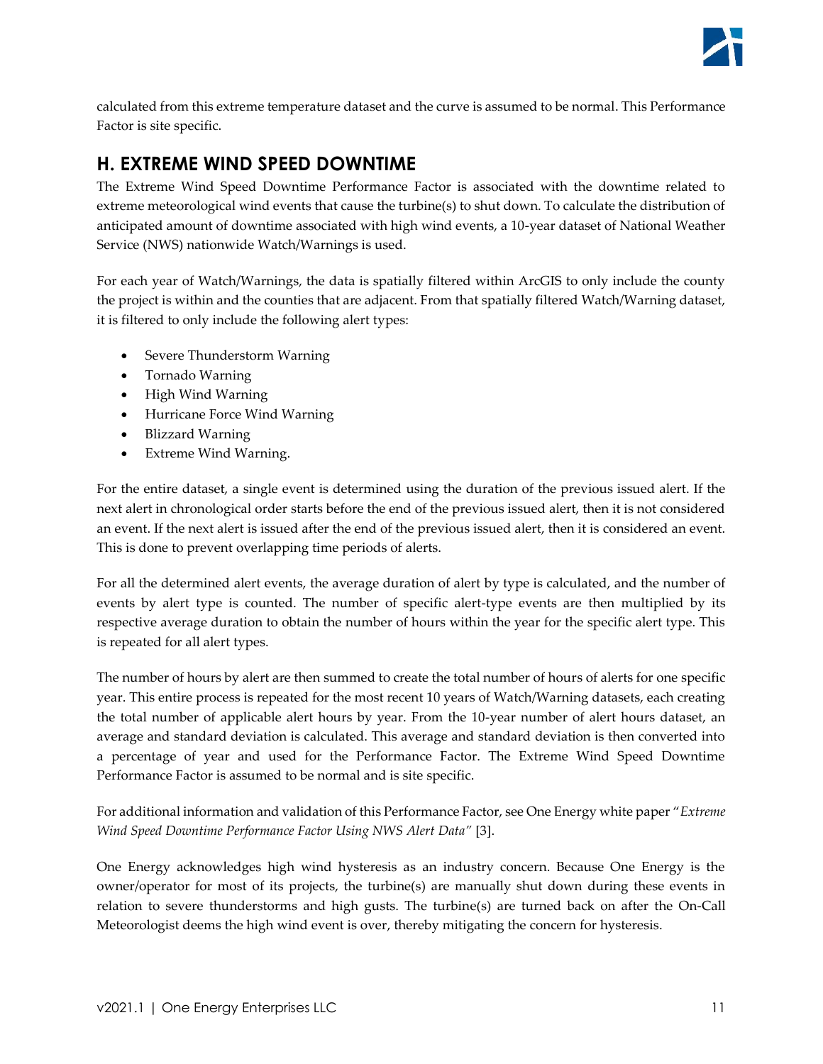calculated from this extreme temperature dataset and the curve is assumed to be normal. This Performance Factor is site specific.

## H. EXTREME WIND SPEED DOWNTIME

The Extreme Wind Speed Downtime Performance Factor is associated with the downtime related to extreme meteorological wind events that cause the turbine(s) to shut down. To calculate the distribution of anticipated amount of downtime associated with high wind events, a 10-year dataset of National Weather Service (NWS) nationwide Watch/Warnings is used.

For each year of Watch/Warnings, the data is spatially filtered within ArcGIS to only include the county the project is within and the counties that are adjacent. From that spatially filtered Watch/Warning dataset, it is filtered to only include the following alert types:

- Severe Thunderstorm Warning
- Tornado Warning
- High Wind Warning
- Hurricane Force Wind Warning
- Blizzard Warning
- Extreme Wind Warning.

For the entire dataset, a single event is determined using the duration of the previous issued alert. If the next alert in chronological order starts before the end of the previous issued alert, then it is not considered an event. If the next alert is issued after the end of the previous issued alert, then it is considered an event. This is done to prevent overlapping time periods of alerts.

For all the determined alert events, the average duration of alert by type is calculated, and the number of events by alert type is counted. The number of specific alert-type events are then multiplied by its respective average duration to obtain the number of hours within the year for the specific alert type. This is repeated for all alert types.

The number of hours by alert are then summed to create the total number of hours of alerts for one specific year. This entire process is repeated for the most recent 10 years of Watch/Warning datasets, each creating the total number of applicable alert hours by year. From the 10-year number of alert hours dataset, an average and standard deviation is calculated. This average and standard deviation is then converted into a percentage of year and used for the Performance Factor. The Extreme Wind Speed Downtime Performance Factor is assumed to be normal and is site specific.

For additional information and validation of this Performance Factor, see One Energy white paper "*Extreme Wind Speed Downtime Performance Factor Using NWS Alert Data*" [3].

One Energy acknowledges high wind hysteresis as an industry concern. Because One Energy is the owner/operator for most of its projects, the turbine(s) are manually shut down during these events in relation to severe thunderstorms and high gusts. The turbine(s) are turned back on after the On-Call Meteorologist deems the high wind event is over, thereby mitigating the concern for hysteresis.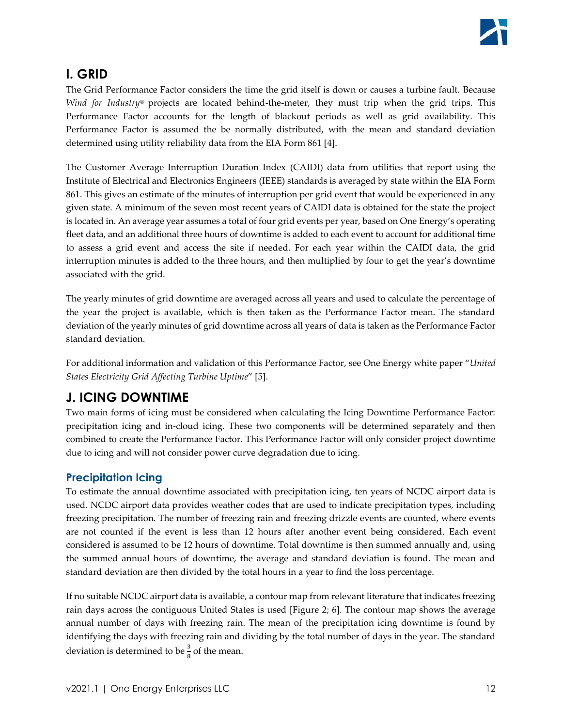## I. GRID

The Grid Performance Factor considers the time the grid itself is down or causes a turbine fault. Because *Wind for Industry®* projects are located behind-the-meter, they must trip when the grid trips. This Performance Factor accounts for the length of blackout periods as well as grid availability. This Performance Factor is assumed the be normally distributed, with the mean and standard deviation determined using utility reliability data from the EIA Form 861 [4].

The Customer Average Interruption Duration Index (CAIDI) data from utilities that report using the Institute of Electrical and Electronics Engineers (IEEE) standards is averaged by state within the EIA Form 861. This gives an estimate of the minutes of interruption per grid event that would be experienced in any given state. A minimum of the seven most recent years of CAIDI data is obtained for the state the project is located in. An average year assumes a total of four grid events per year, based on One Energy's operating fleet data, and an additional three hours of downtime is added to each event to account for additional time to assess a grid event and access the site if needed. For each year within the CAIDI data, the grid interruption minutes is added to the three hours, and then multiplied by four to get the year's downtime associated with the grid.

The yearly minutes of grid downtime are averaged across all years and used to calculate the percentage of the year the project is available, which is then taken as the Performance Factor mean. The standard deviation of the yearly minutes of grid downtime across all years of data is taken as the Performance Factor standard deviation.

For additional information and validation of this Performance Factor, see One Energy white paper "*United States Electricity Grid Affecting Turbine Uptime*" [5].

## J. ICING DOWNTIME

Two main forms of icing must be considered when calculating the Icing Downtime Performance Factor: precipitation icing and in-cloud icing. These two components will be determined separately and then combined to create the Performance Factor. This Performance Factor will only consider project downtime due to icing and will not consider power curve degradation due to icing.

### Precipitation Icing

To estimate the annual downtime associated with precipitation icing, ten years of NCDC airport data is used. NCDC airport data provides weather codes that are used to indicate precipitation types, including freezing precipitation. The number of freezing rain and freezing drizzle events are counted, where events are not counted if the event is less than 12 hours after another event being considered. Each event considered is assumed to be 12 hours of downtime. Total downtime is then summed annually and, using the summed annual hours of downtime, the average and standard deviation is found. The mean and standard deviation are then divided by the total hours in a year to find the loss percentage.

If no suitable NCDC airport data is available, a contour map from relevant literature that indicates freezing rain days across the contiguous United States is used [Figure 2; 6]. The contour map shows the average annual number of days with freezing rain. The mean of the precipitation icing downtime is found by identifying the days with freezing rain and dividing by the total number of days in the year. The standard deviation is determined to be $\frac{3}{8}$ of the mean.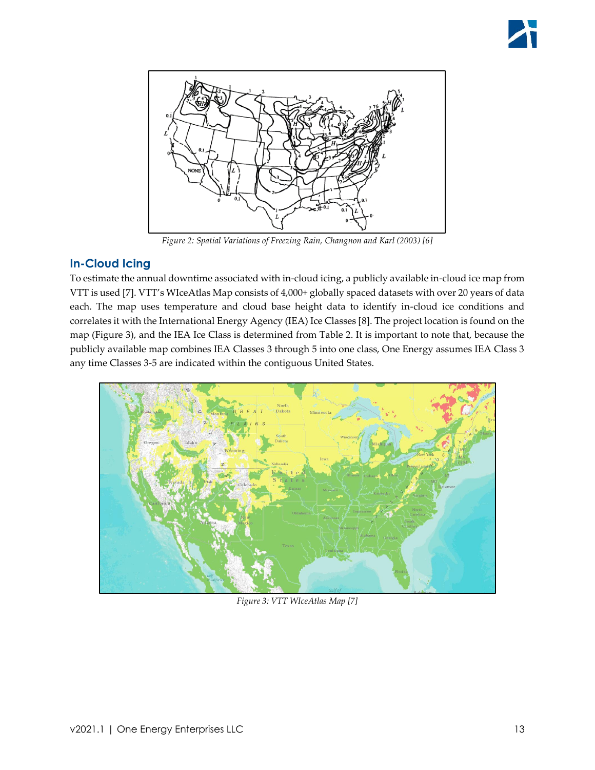Figure 2: Spatial Variations of Freezing Rain, Changnon and Karl (2003) [6]

## In-Cloud Icing

To estimate the annual downtime associated with in-cloud icing, a publicly available in-cloud ice map from VTT is used [7]. VTT's WIceAtlas Map consists of 4,000+ globally spaced datasets with over 20 years of data each. The map uses temperature and cloud base height data to identify in-cloud ice conditions and correlates it with the International Energy Agency (IEA) Ice Classes [8]. The project location is found on the map (Figure 3), and the IEA Ice Class is determined from Table 2. It is important to note that, because the publicly available map combines IEA Classes 3 through 5 into one class, One Energy assumes IEA Class 3 any time Classes 3-5 are indicated within the contiguous United States.

Figure 3: VTT WIceAtlas Map [7]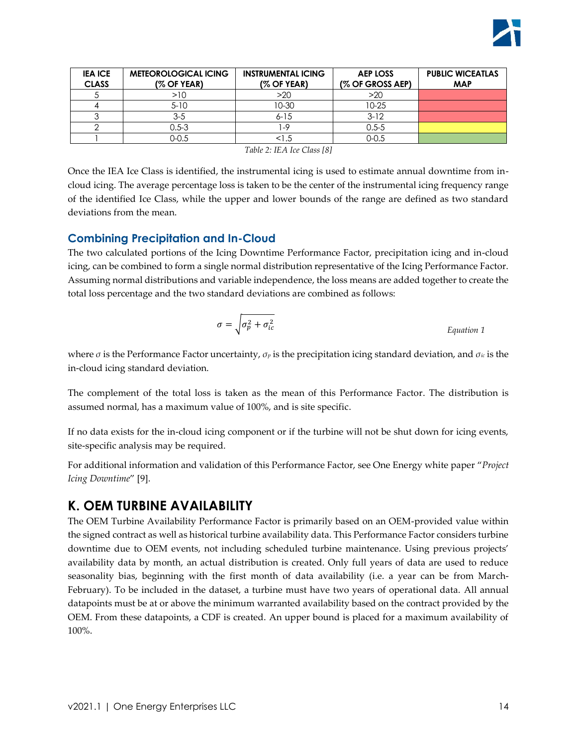| IEA ICE CLASS | METEOROLOGICAL ICING (% OF YEAR) | INSTRUMENTAL ICING (% OF YEAR) | AEP LOSS (% OF GROSS AEP) | PUBLIC WICEATLAS MAP |
|---|---|---|---|---|
| 5 | >10 | >20 | >20 | |
| 4 | 5-10 | 10-30 | 10-25 | |
| 3 | 3-5 | 6-15 | 3-12 | |
| 2 | 0.5-3 | 1-9 | 0.5-5 | |
| 1 | 0-0.5 | <1.5 | 0-0.5 | |

*Table 2: IEA Ice Class [8]*

Once the IEA Ice Class is identified, the instrumental icing is used to estimate annual downtime from in-cloud icing. The average percentage loss is taken to be the center of the instrumental icing frequency range of the identified Ice Class, while the upper and lower bounds of the range are defined as two standard deviations from the mean.

### Combining Precipitation and In-Cloud

The two calculated portions of the Icing Downtime Performance Factor, precipitation icing and in-cloud icing, can be combined to form a single normal distribution representative of the Icing Performance Factor. Assuming normal distributions and variable independence, the loss means are added together to create the total loss percentage and the two standard deviations are combined as follows:

$$\sigma = \sqrt{\sigma_p^2 + \sigma_{ic}^2} \qquad \text{Equation 1}$$

where $\sigma$ is the Performance Factor uncertainty, $\sigma_p$ is the precipitation icing standard deviation, and $\sigma_{ic}$ is the in-cloud icing standard deviation.

The complement of the total loss is taken as the mean of this Performance Factor. The distribution is assumed normal, has a maximum value of 100%, and is site specific.

If no data exists for the in-cloud icing component or if the turbine will not be shut down for icing events, site-specific analysis may be required.

For additional information and validation of this Performance Factor, see One Energy white paper "*Project Icing Downtime*" [9].

## K. OEM TURBINE AVAILABILITY

The OEM Turbine Availability Performance Factor is primarily based on an OEM-provided value within the signed contract as well as historical turbine availability data. This Performance Factor considers turbine downtime due to OEM events, not including scheduled turbine maintenance. Using previous projects' availability data by month, an actual distribution is created. Only full years of data are used to reduce seasonality bias, beginning with the first month of data availability (i.e. a year can be from March-February). To be included in the dataset, a turbine must have two years of operational data. All annual datapoints must be at or above the minimum warranted availability based on the contract provided by the OEM. From these datapoints, a CDF is created. An upper bound is placed for a maximum availability of 100%.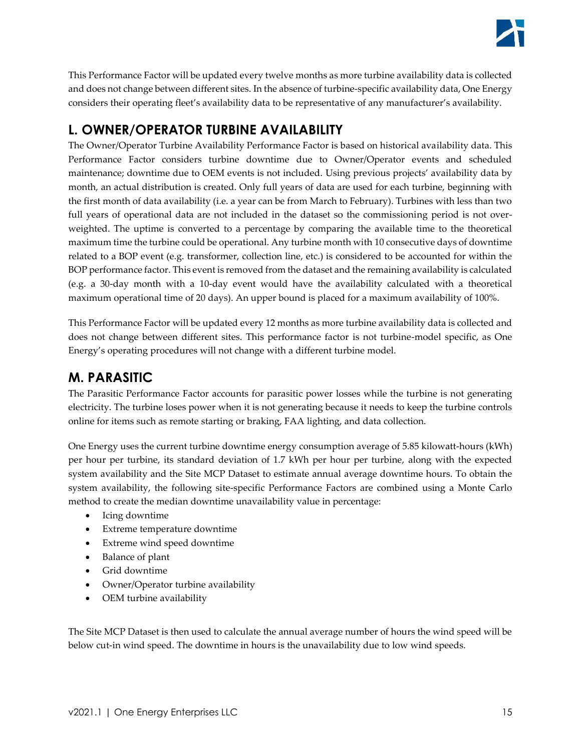This Performance Factor will be updated every twelve months as more turbine availability data is collected and does not change between different sites. In the absence of turbine-specific availability data, One Energy considers their operating fleet's availability data to be representative of any manufacturer's availability.

## L. OWNER/OPERATOR TURBINE AVAILABILITY

The Owner/Operator Turbine Availability Performance Factor is based on historical availability data. This Performance Factor considers turbine downtime due to Owner/Operator events and scheduled maintenance; downtime due to OEM events is not included. Using previous projects' availability data by month, an actual distribution is created. Only full years of data are used for each turbine, beginning with the first month of data availability (i.e. a year can be from March to February). Turbines with less than two full years of operational data are not included in the dataset so the commissioning period is not over-weighted. The uptime is converted to a percentage by comparing the available time to the theoretical maximum time the turbine could be operational. Any turbine month with 10 consecutive days of downtime related to a BOP event (e.g. transformer, collection line, etc.) is considered to be accounted for within the BOP performance factor. This event is removed from the dataset and the remaining availability is calculated (e.g. a 30-day month with a 10-day event would have the availability calculated with a theoretical maximum operational time of 20 days). An upper bound is placed for a maximum availability of 100%.

This Performance Factor will be updated every 12 months as more turbine availability data is collected and does not change between different sites. This performance factor is not turbine-model specific, as One Energy's operating procedures will not change with a different turbine model.

## M. PARASITIC

The Parasitic Performance Factor accounts for parasitic power losses while the turbine is not generating electricity. The turbine loses power when it is not generating because it needs to keep the turbine controls online for items such as remote starting or braking, FAA lighting, and data collection.

One Energy uses the current turbine downtime energy consumption average of 5.85 kilowatt-hours (kWh) per hour per turbine, its standard deviation of 1.7 kWh per hour per turbine, along with the expected system availability and the Site MCP Dataset to estimate annual average downtime hours. To obtain the system availability, the following site-specific Performance Factors are combined using a Monte Carlo method to create the median downtime unavailability value in percentage:

- Icing downtime
- Extreme temperature downtime
- Extreme wind speed downtime
- Balance of plant
- Grid downtime
- Owner/Operator turbine availability
- OEM turbine availability

The Site MCP Dataset is then used to calculate the annual average number of hours the wind speed will be below cut-in wind speed. The downtime in hours is the unavailability due to low wind speeds.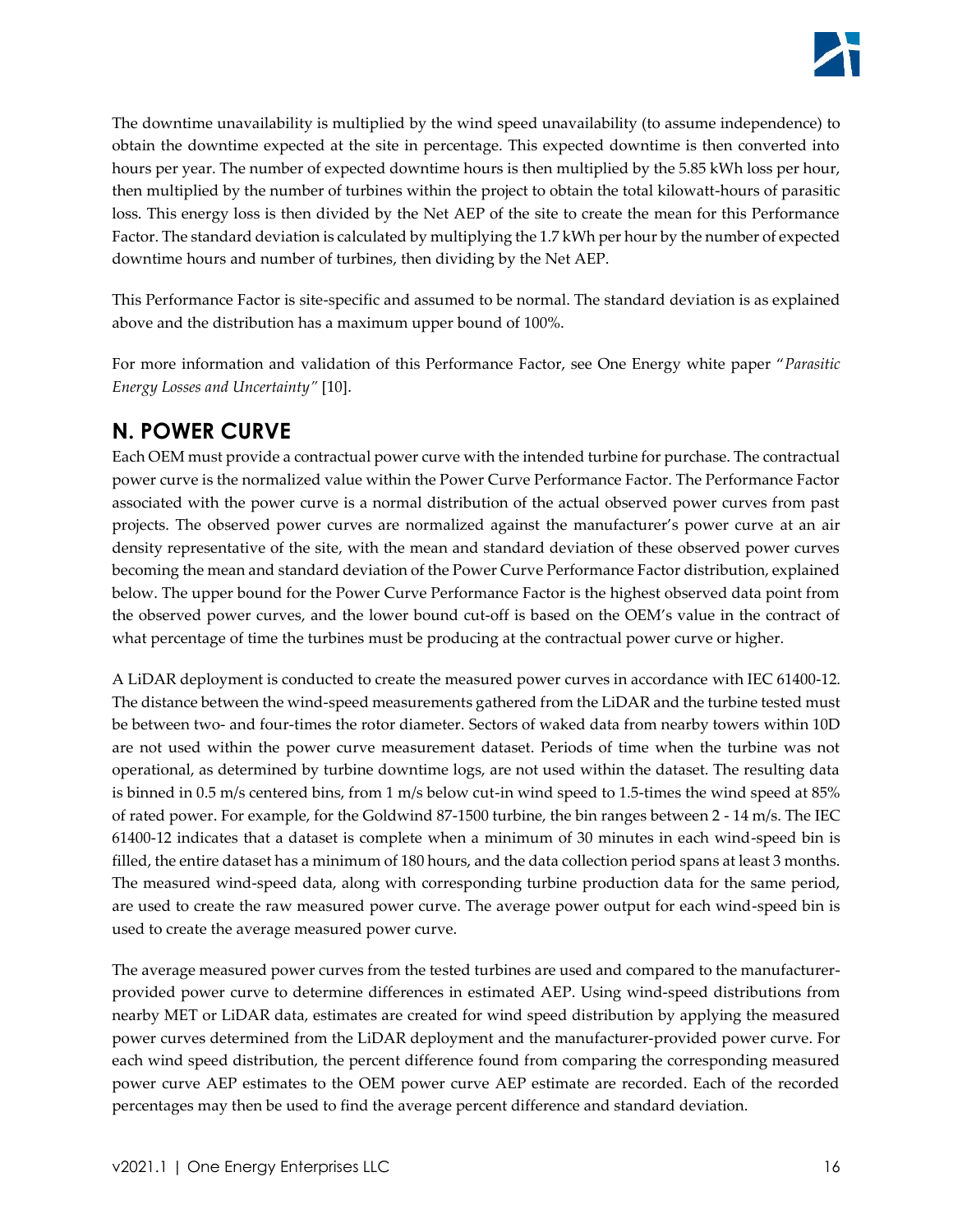The downtime unavailability is multiplied by the wind speed unavailability (to assume independence) to obtain the downtime expected at the site in percentage. This expected downtime is then converted into hours per year. The number of expected downtime hours is then multiplied by the 5.85 kWh loss per hour, then multiplied by the number of turbines within the project to obtain the total kilowatt-hours of parasitic loss. This energy loss is then divided by the Net AEP of the site to create the mean for this Performance Factor. The standard deviation is calculated by multiplying the 1.7 kWh per hour by the number of expected downtime hours and number of turbines, then dividing by the Net AEP.

This Performance Factor is site-specific and assumed to be normal. The standard deviation is as explained above and the distribution has a maximum upper bound of 100%.

For more information and validation of this Performance Factor, see One Energy white paper "*Parasitic Energy Losses and Uncertainty"* [10].

## N. POWER CURVE

Each OEM must provide a contractual power curve with the intended turbine for purchase. The contractual power curve is the normalized value within the Power Curve Performance Factor. The Performance Factor associated with the power curve is a normal distribution of the actual observed power curves from past projects. The observed power curves are normalized against the manufacturer's power curve at an air density representative of the site, with the mean and standard deviation of these observed power curves becoming the mean and standard deviation of the Power Curve Performance Factor distribution, explained below. The upper bound for the Power Curve Performance Factor is the highest observed data point from the observed power curves, and the lower bound cut-off is based on the OEM's value in the contract of what percentage of time the turbines must be producing at the contractual power curve or higher.

A LiDAR deployment is conducted to create the measured power curves in accordance with IEC 61400-12. The distance between the wind-speed measurements gathered from the LiDAR and the turbine tested must be between two- and four-times the rotor diameter. Sectors of waked data from nearby towers within 10D are not used within the power curve measurement dataset. Periods of time when the turbine was not operational, as determined by turbine downtime logs, are not used within the dataset. The resulting data is binned in 0.5 m/s centered bins, from 1 m/s below cut-in wind speed to 1.5-times the wind speed at 85% of rated power. For example, for the Goldwind 87-1500 turbine, the bin ranges between 2 - 14 m/s. The IEC 61400-12 indicates that a dataset is complete when a minimum of 30 minutes in each wind-speed bin is filled, the entire dataset has a minimum of 180 hours, and the data collection period spans at least 3 months. The measured wind-speed data, along with corresponding turbine production data for the same period, are used to create the raw measured power curve. The average power output for each wind-speed bin is used to create the average measured power curve.

The average measured power curves from the tested turbines are used and compared to the manufacturer-provided power curve to determine differences in estimated AEP. Using wind-speed distributions from nearby MET or LiDAR data, estimates are created for wind speed distribution by applying the measured power curves determined from the LiDAR deployment and the manufacturer-provided power curve. For each wind speed distribution, the percent difference found from comparing the corresponding measured power curve AEP estimates to the OEM power curve AEP estimate are recorded. Each of the recorded percentages may then be used to find the average percent difference and standard deviation.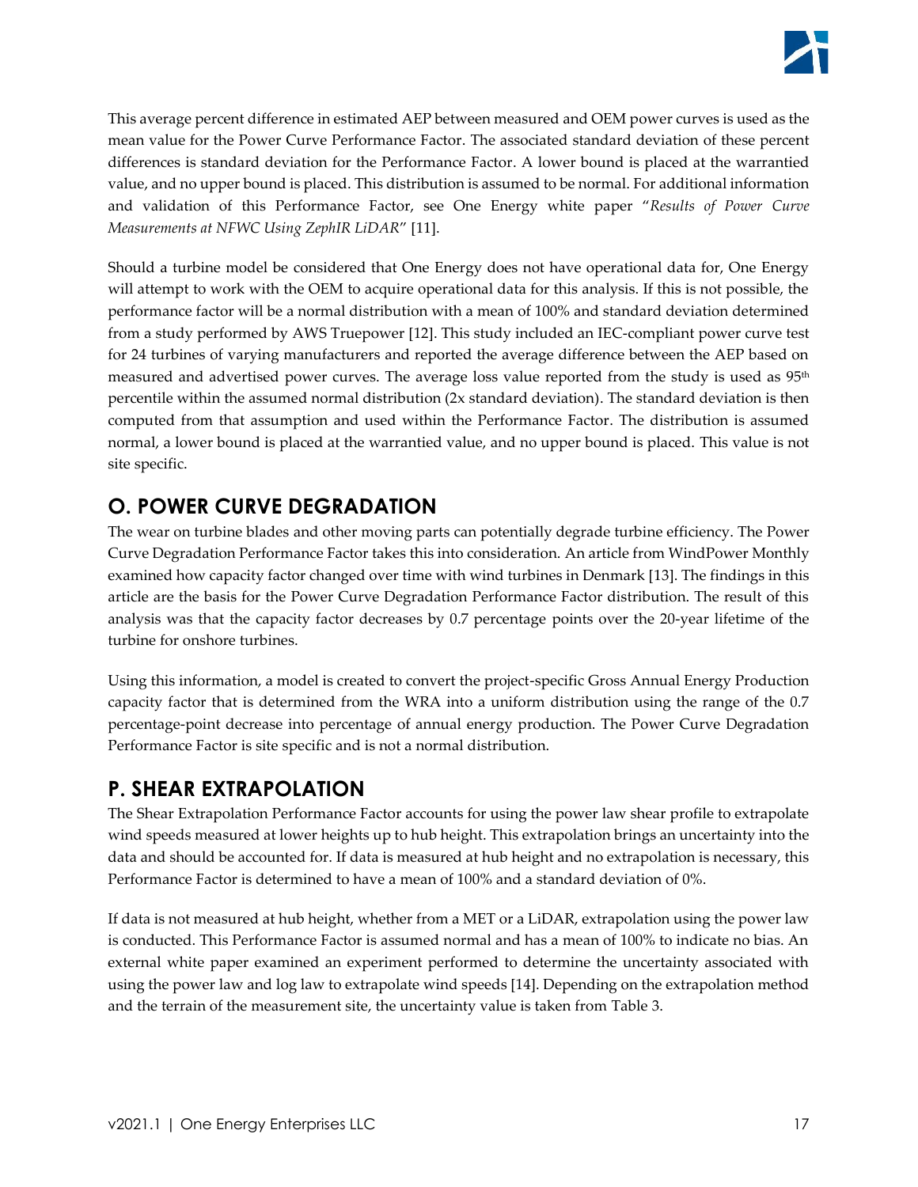This average percent difference in estimated AEP between measured and OEM power curves is used as the mean value for the Power Curve Performance Factor. The associated standard deviation of these percent differences is standard deviation for the Performance Factor. A lower bound is placed at the warrantied value, and no upper bound is placed. This distribution is assumed to be normal. For additional information and validation of this Performance Factor, see One Energy white paper "*Results of Power Curve Measurements at NFWC Using ZephIR LiDAR*" [11].

Should a turbine model be considered that One Energy does not have operational data for, One Energy will attempt to work with the OEM to acquire operational data for this analysis. If this is not possible, the performance factor will be a normal distribution with a mean of 100% and standard deviation determined from a study performed by AWS Truepower [12]. This study included an IEC-compliant power curve test for 24 turbines of varying manufacturers and reported the average difference between the AEP based on measured and advertised power curves. The average loss value reported from the study is used as 95th percentile within the assumed normal distribution (2x standard deviation). The standard deviation is then computed from that assumption and used within the Performance Factor. The distribution is assumed normal, a lower bound is placed at the warrantied value, and no upper bound is placed. This value is not site specific.

## O. POWER CURVE DEGRADATION

The wear on turbine blades and other moving parts can potentially degrade turbine efficiency. The Power Curve Degradation Performance Factor takes this into consideration. An article from WindPower Monthly examined how capacity factor changed over time with wind turbines in Denmark [13]. The findings in this article are the basis for the Power Curve Degradation Performance Factor distribution. The result of this analysis was that the capacity factor decreases by 0.7 percentage points over the 20-year lifetime of the turbine for onshore turbines.

Using this information, a model is created to convert the project-specific Gross Annual Energy Production capacity factor that is determined from the WRA into a uniform distribution using the range of the 0.7 percentage-point decrease into percentage of annual energy production. The Power Curve Degradation Performance Factor is site specific and is not a normal distribution.

## P. SHEAR EXTRAPOLATION

The Shear Extrapolation Performance Factor accounts for using the power law shear profile to extrapolate wind speeds measured at lower heights up to hub height. This extrapolation brings an uncertainty into the data and should be accounted for. If data is measured at hub height and no extrapolation is necessary, this Performance Factor is determined to have a mean of 100% and a standard deviation of 0%.

If data is not measured at hub height, whether from a MET or a LiDAR, extrapolation using the power law is conducted. This Performance Factor is assumed normal and has a mean of 100% to indicate no bias. An external white paper examined an experiment performed to determine the uncertainty associated with using the power law and log law to extrapolate wind speeds [14]. Depending on the extrapolation method and the terrain of the measurement site, the uncertainty value is taken from Table 3.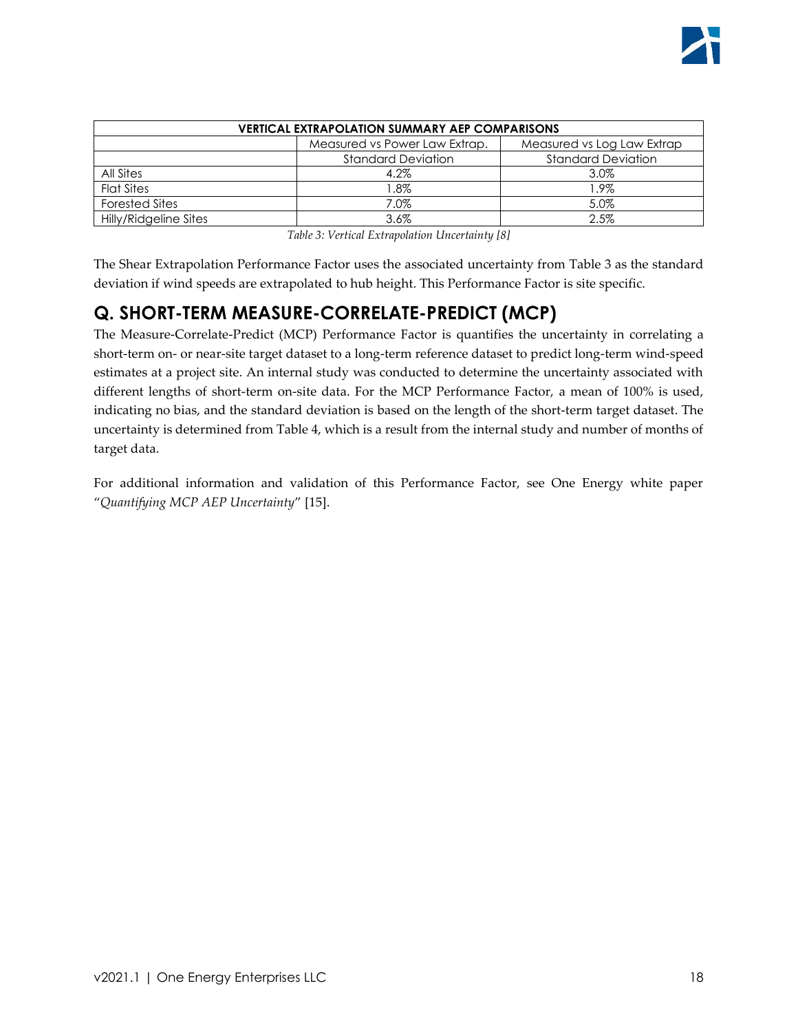| VERTICAL EXTRAPOLATION SUMMARY AEP COMPARISONS | | |
|---|---|---|
| | Measured vs Power Law Extrap. | Measured vs Log Law Extrap |
| | Standard Deviation | Standard Deviation |
| All Sites | 4.2% | 3.0% |
| Flat Sites | 1.8% | 1.9% |
| Forested Sites | 7.0% | 5.0% |
| Hilly/Ridgeline Sites | 3.6% | 2.5% |

*Table 3: Vertical Extrapolation Uncertainty [8]*

The Shear Extrapolation Performance Factor uses the associated uncertainty from Table 3 as the standard deviation if wind speeds are extrapolated to hub height. This Performance Factor is site specific.

## Q. SHORT-TERM MEASURE-CORRELATE-PREDICT (MCP)

The Measure-Correlate-Predict (MCP) Performance Factor is quantifies the uncertainty in correlating a short-term on- or near-site target dataset to a long-term reference dataset to predict long-term wind-speed estimates at a project site. An internal study was conducted to determine the uncertainty associated with different lengths of short-term on-site data. For the MCP Performance Factor, a mean of 100% is used, indicating no bias, and the standard deviation is based on the length of the short-term target dataset. The uncertainty is determined from Table 4, which is a result from the internal study and number of months of target data.

For additional information and validation of this Performance Factor, see One Energy white paper "*Quantifying MCP AEP Uncertainty*" [15].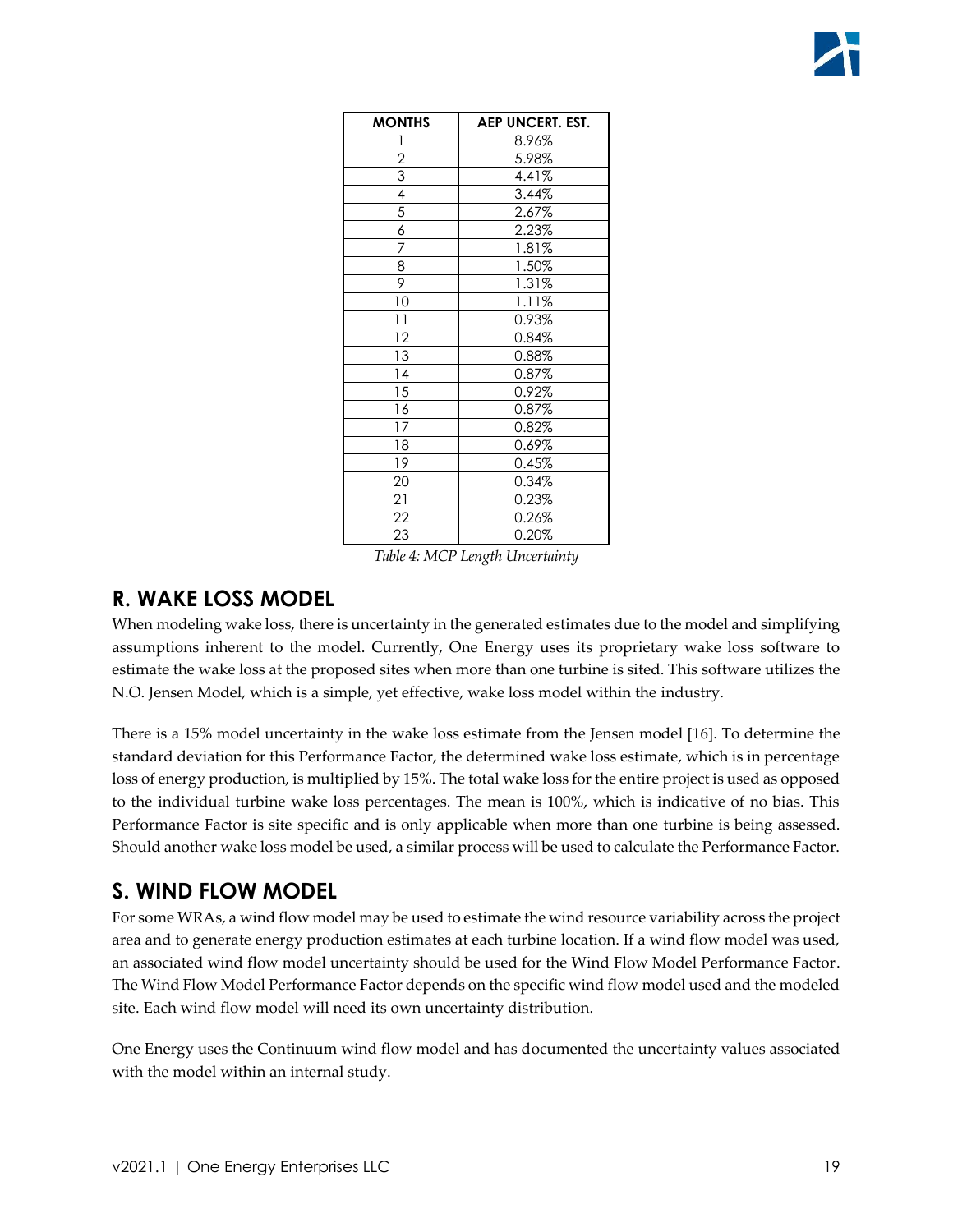| MONTHS | AEP UNCERT. EST. |
|---|---|
| 1 | 8.96% |
| 2 | 5.98% |
| 3 | 4.41% |
| 4 | 3.44% |
| 5 | 2.67% |
| 6 | 2.23% |
| 7 | 1.81% |
| 8 | 1.50% |
| 9 | 1.31% |
| 10 | 1.11% |
| 11 | 0.93% |
| 12 | 0.84% |
| 13 | 0.88% |
| 14 | 0.87% |
| 15 | 0.92% |
| 16 | 0.87% |
| 17 | 0.82% |
| 18 | 0.69% |
| 19 | 0.45% |
| 20 | 0.34% |
| 21 | 0.23% |
| 22 | 0.26% |
| 23 | 0.20% |

*Table 4: MCP Length Uncertainty*

## R. WAKE LOSS MODEL

When modeling wake loss, there is uncertainty in the generated estimates due to the model and simplifying assumptions inherent to the model. Currently, One Energy uses its proprietary wake loss software to estimate the wake loss at the proposed sites when more than one turbine is sited. This software utilizes the N.O. Jensen Model, which is a simple, yet effective, wake loss model within the industry.

There is a 15% model uncertainty in the wake loss estimate from the Jensen model [16]. To determine the standard deviation for this Performance Factor, the determined wake loss estimate, which is in percentage loss of energy production, is multiplied by 15%. The total wake loss for the entire project is used as opposed to the individual turbine wake loss percentages. The mean is 100%, which is indicative of no bias. This Performance Factor is site specific and is only applicable when more than one turbine is being assessed. Should another wake loss model be used, a similar process will be used to calculate the Performance Factor.

## S. WIND FLOW MODEL

For some WRAs, a wind flow model may be used to estimate the wind resource variability across the project area and to generate energy production estimates at each turbine location. If a wind flow model was used, an associated wind flow model uncertainty should be used for the Wind Flow Model Performance Factor. The Wind Flow Model Performance Factor depends on the specific wind flow model used and the modeled site. Each wind flow model will need its own uncertainty distribution.

One Energy uses the Continuum wind flow model and has documented the uncertainty values associated with the model within an internal study.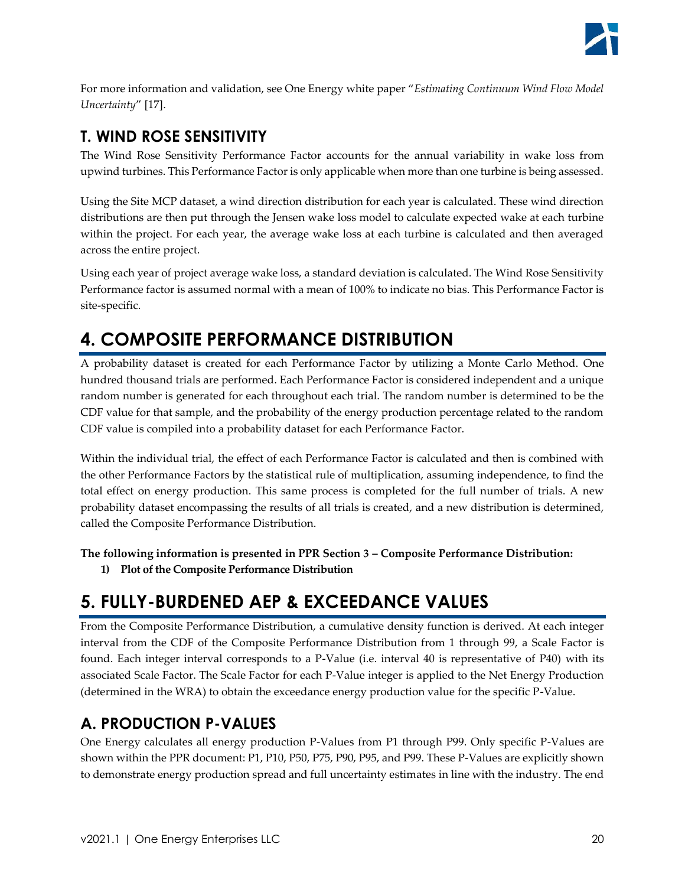For more information and validation, see One Energy white paper "*Estimating Continuum Wind Flow Model Uncertainty*" [17].

## T. WIND ROSE SENSITIVITY

The Wind Rose Sensitivity Performance Factor accounts for the annual variability in wake loss from upwind turbines. This Performance Factor is only applicable when more than one turbine is being assessed.

Using the Site MCP dataset, a wind direction distribution for each year is calculated. These wind direction distributions are then put through the Jensen wake loss model to calculate expected wake at each turbine within the project. For each year, the average wake loss at each turbine is calculated and then averaged across the entire project.

Using each year of project average wake loss, a standard deviation is calculated. The Wind Rose Sensitivity Performance factor is assumed normal with a mean of 100% to indicate no bias. This Performance Factor is site-specific.

# 4. COMPOSITE PERFORMANCE DISTRIBUTION

A probability dataset is created for each Performance Factor by utilizing a Monte Carlo Method. One hundred thousand trials are performed. Each Performance Factor is considered independent and a unique random number is generated for each throughout each trial. The random number is determined to be the CDF value for that sample, and the probability of the energy production percentage related to the random CDF value is compiled into a probability dataset for each Performance Factor.

Within the individual trial, the effect of each Performance Factor is calculated and then is combined with the other Performance Factors by the statistical rule of multiplication, assuming independence, to find the total effect on energy production. This same process is completed for the full number of trials. A new probability dataset encompassing the results of all trials is created, and a new distribution is determined, called the Composite Performance Distribution.

**The following information is presented in PPR Section 3 – Composite Performance Distribution:**

1) **Plot of the Composite Performance Distribution**

# 5. FULLY-BURDENED AEP & EXCEEDANCE VALUES

From the Composite Performance Distribution, a cumulative density function is derived. At each integer interval from the CDF of the Composite Performance Distribution from 1 through 99, a Scale Factor is found. Each integer interval corresponds to a P-Value (i.e. interval 40 is representative of P40) with its associated Scale Factor. The Scale Factor for each P-Value integer is applied to the Net Energy Production (determined in the WRA) to obtain the exceedance energy production value for the specific P-Value.

## A. PRODUCTION P-VALUES

One Energy calculates all energy production P-Values from P1 through P99. Only specific P-Values are shown within the PPR document: P1, P10, P50, P75, P90, P95, and P99. These P-Values are explicitly shown to demonstrate energy production spread and full uncertainty estimates in line with the industry. The end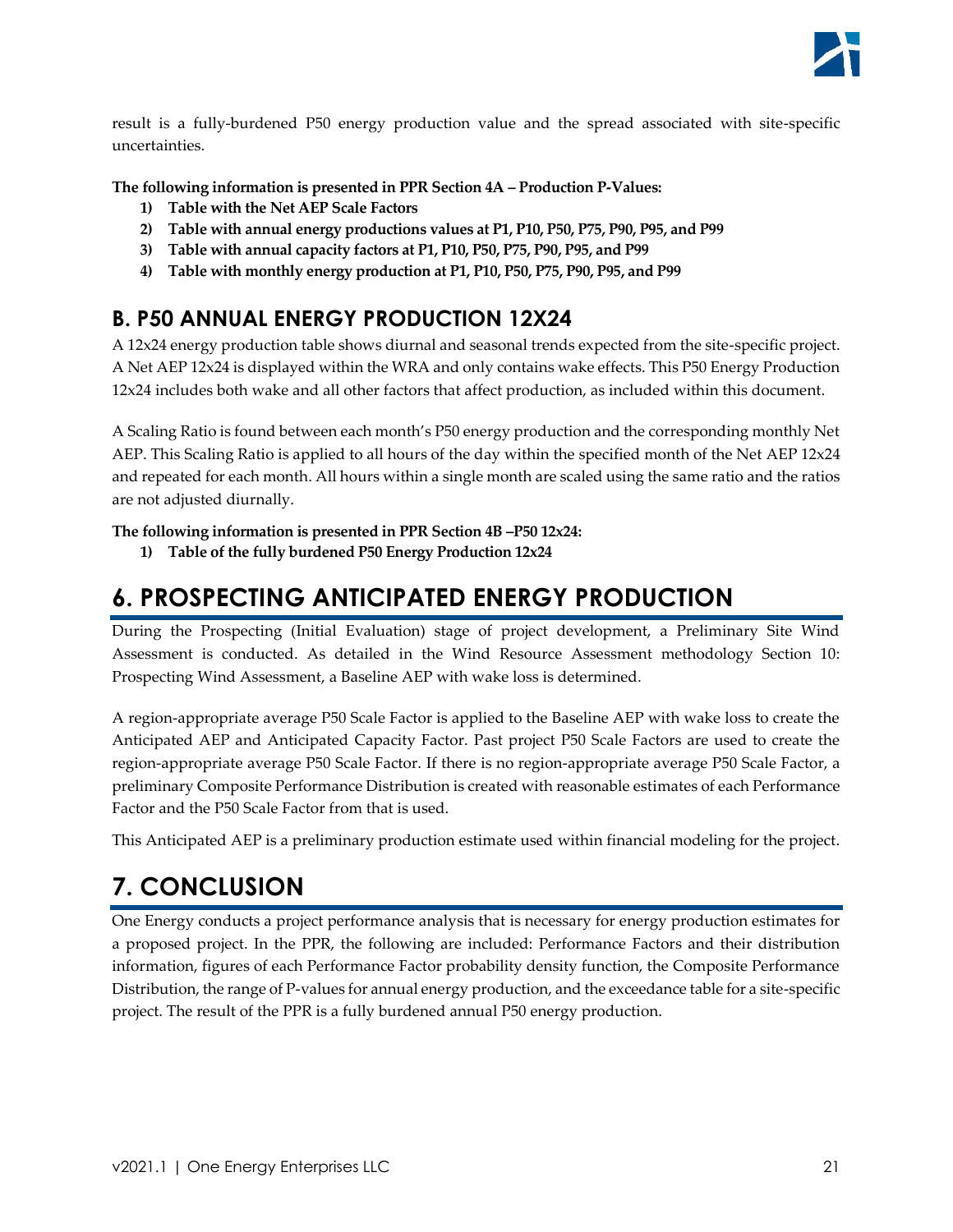result is a fully-burdened P50 energy production value and the spread associated with site-specific uncertainties.

**The following information is presented in PPR Section 4A – Production P-Values:**

1) **Table with the Net AEP Scale Factors**
2) **Table with annual energy productions values at P1, P10, P50, P75, P90, P95, and P99**
3) **Table with annual capacity factors at P1, P10, P50, P75, P90, P95, and P99**
4) **Table with monthly energy production at P1, P10, P50, P75, P90, P95, and P99**

## B. P50 ANNUAL ENERGY PRODUCTION 12X24

A 12x24 energy production table shows diurnal and seasonal trends expected from the site-specific project. A Net AEP 12x24 is displayed within the WRA and only contains wake effects. This P50 Energy Production 12x24 includes both wake and all other factors that affect production, as included within this document.

A Scaling Ratio is found between each month's P50 energy production and the corresponding monthly Net AEP. This Scaling Ratio is applied to all hours of the day within the specified month of the Net AEP 12x24 and repeated for each month. All hours within a single month are scaled using the same ratio and the ratios are not adjusted diurnally.

**The following information is presented in PPR Section 4B –P50 12x24:**

1) **Table of the fully burdened P50 Energy Production 12x24**

# 6. PROSPECTING ANTICIPATED ENERGY PRODUCTION

During the Prospecting (Initial Evaluation) stage of project development, a Preliminary Site Wind Assessment is conducted. As detailed in the Wind Resource Assessment methodology Section 10: Prospecting Wind Assessment, a Baseline AEP with wake loss is determined.

A region-appropriate average P50 Scale Factor is applied to the Baseline AEP with wake loss to create the Anticipated AEP and Anticipated Capacity Factor. Past project P50 Scale Factors are used to create the region-appropriate average P50 Scale Factor. If there is no region-appropriate average P50 Scale Factor, a preliminary Composite Performance Distribution is created with reasonable estimates of each Performance Factor and the P50 Scale Factor from that is used.

This Anticipated AEP is a preliminary production estimate used within financial modeling for the project.

# 7. CONCLUSION

One Energy conducts a project performance analysis that is necessary for energy production estimates for a proposed project. In the PPR, the following are included: Performance Factors and their distribution information, figures of each Performance Factor probability density function, the Composite Performance Distribution, the range of P-values for annual energy production, and the exceedance table for a site-specific project. The result of the PPR is a fully burdened annual P50 energy production.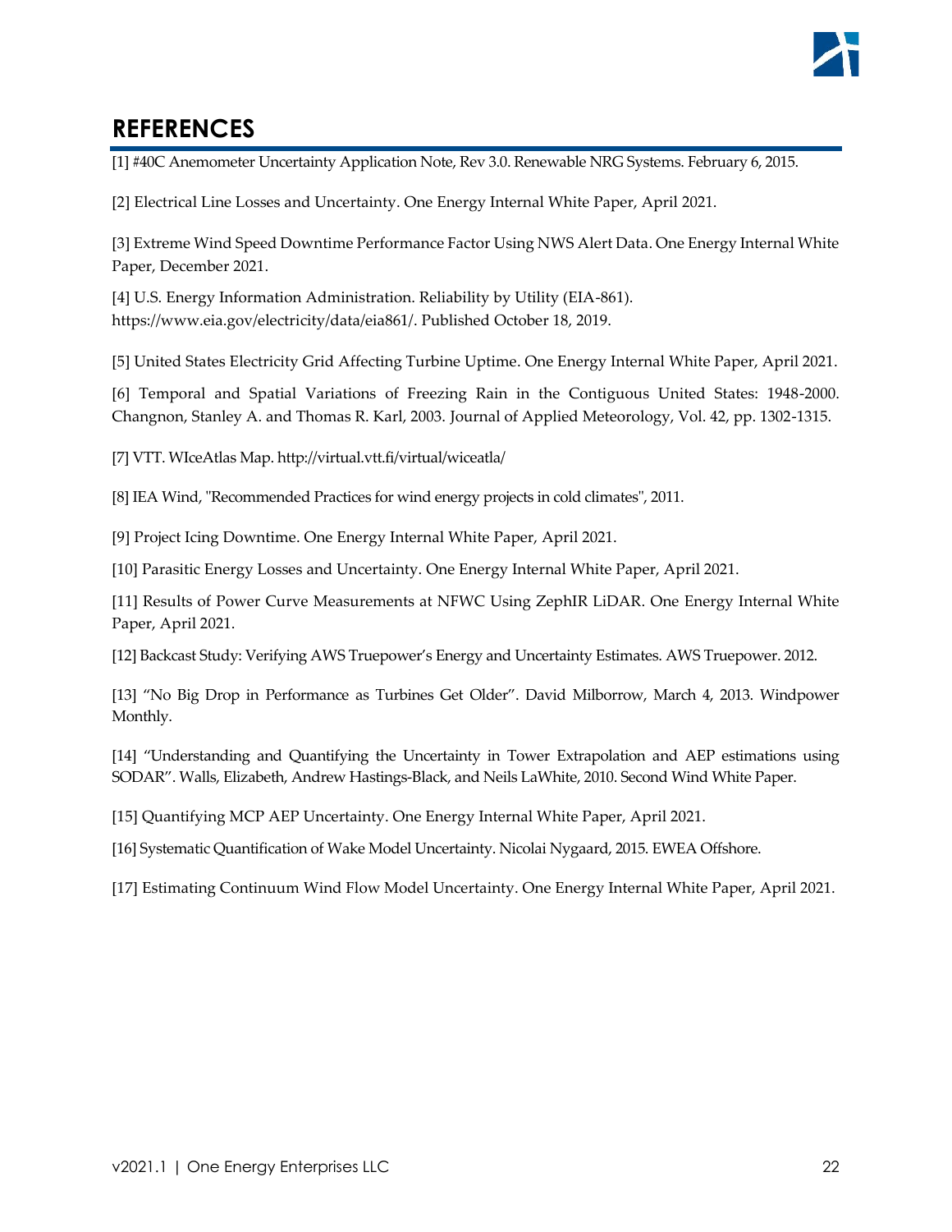# REFERENCES

[1] #40C Anemometer Uncertainty Application Note, Rev 3.0. Renewable NRG Systems. February 6, 2015.

[2] Electrical Line Losses and Uncertainty. One Energy Internal White Paper, April 2021.

[3] Extreme Wind Speed Downtime Performance Factor Using NWS Alert Data. One Energy Internal White Paper, December 2021.

[4] U.S. Energy Information Administration. Reliability by Utility (EIA-861). https://www.eia.gov/electricity/data/eia861/. Published October 18, 2019.

[5] United States Electricity Grid Affecting Turbine Uptime. One Energy Internal White Paper, April 2021.

[6] Temporal and Spatial Variations of Freezing Rain in the Contiguous United States: 1948-2000. Changnon, Stanley A. and Thomas R. Karl, 2003. Journal of Applied Meteorology, Vol. 42, pp. 1302-1315.

[7] VTT. WIceAtlas Map. http://virtual.vtt.fi/virtual/wiceatla/

[8] IEA Wind, "Recommended Practices for wind energy projects in cold climates", 2011.

[9] Project Icing Downtime. One Energy Internal White Paper, April 2021.

[10] Parasitic Energy Losses and Uncertainty. One Energy Internal White Paper, April 2021.

[11] Results of Power Curve Measurements at NFWC Using ZephIR LiDAR. One Energy Internal White Paper, April 2021.

[12] Backcast Study: Verifying AWS Truepower's Energy and Uncertainty Estimates. AWS Truepower. 2012.

[13] "No Big Drop in Performance as Turbines Get Older". David Milborrow, March 4, 2013. Windpower Monthly.

[14] "Understanding and Quantifying the Uncertainty in Tower Extrapolation and AEP estimations using SODAR". Walls, Elizabeth, Andrew Hastings-Black, and Neils LaWhite, 2010. Second Wind White Paper.

[15] Quantifying MCP AEP Uncertainty. One Energy Internal White Paper, April 2021.

[16] Systematic Quantification of Wake Model Uncertainty. Nicolai Nygaard, 2015. EWEA Offshore.

[17] Estimating Continuum Wind Flow Model Uncertainty. One Energy Internal White Paper, April 2021.